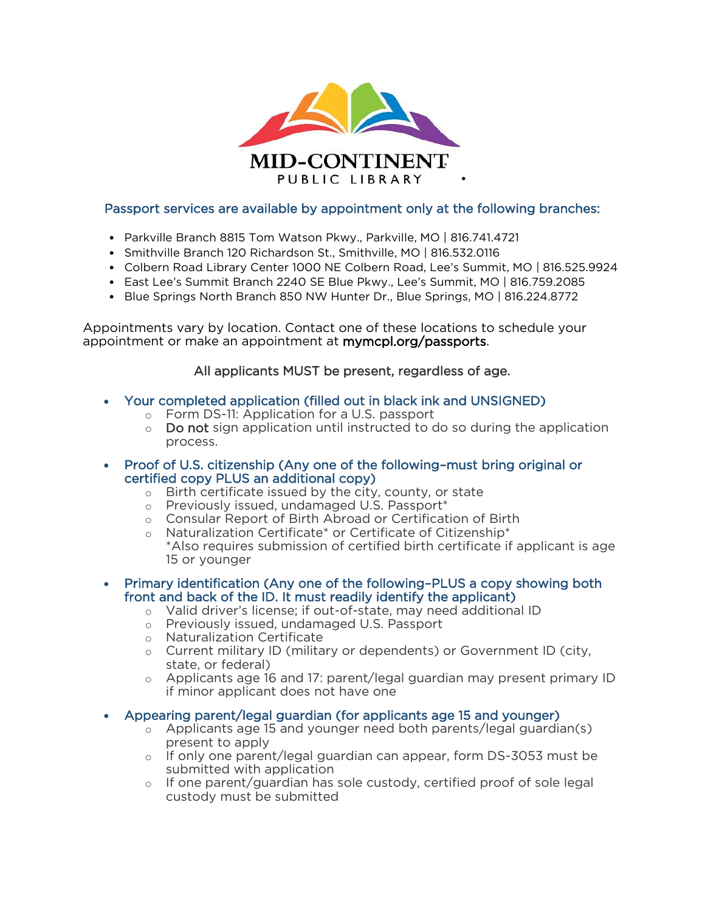# MID-CONTINENT PUBLIC LIBRARY

## Passport services are available by appointment only at the following branches:

- Parkville Branch 8815 Tom Watson Pkwy., Parkville, MO | 816.741.4721
- Smithville Branch 120 Richardson St., Smithville, MO | 816.532.0116
- Colbern Road Library Center 1000 NE Colbern Road, Lee's Summit, MO | 816.525.9924
- East Lee's Summit Branch 2240 SE Blue Pkwy., Lee's Summit, MO | 816.759.2085
- Blue Springs North Branch 850 NW Hunter Dr., Blue Springs, MO | 816.224.8772

Appointments vary by location. Contact one of these locations to schedule your appointment or make an appointment at **mymcpl.org/passports**.

**All applicants MUST be present, regardless of age.**

- **Your completed application (filled out in black ink and UNSIGNED)**
  - Form DS-11: Application for a U.S. passport
  - **Do not** sign application until instructed to do so during the application process.
- **Proof of U.S. citizenship (Any one of the following–must bring original or certified copy PLUS an additional copy)**
  - Birth certificate issued by the city, county, or state
  - Previously issued, undamaged U.S. Passport*
  - Consular Report of Birth Abroad or Certification of Birth
  - Naturalization Certificate* or Certificate of Citizenship*
    *Also requires submission of certified birth certificate if applicant is age 15 or younger
- **Primary identification (Any one of the following–PLUS a copy showing both front and back of the ID. It must readily identify the applicant)**
  - Valid driver's license; if out-of-state, may need additional ID
  - Previously issued, undamaged U.S. Passport
  - Naturalization Certificate
  - Current military ID (military or dependents) or Government ID (city, state, or federal)
  - Applicants age 16 and 17: parent/legal guardian may present primary ID if minor applicant does not have one
- **Appearing parent/legal guardian (for applicants age 15 and younger)**
  - Applicants age 15 and younger need both parents/legal guardian(s) present to apply
  - If only one parent/legal guardian can appear, form DS-3053 must be submitted with application
  - If one parent/guardian has sole custody, certified proof of sole legal custody must be submitted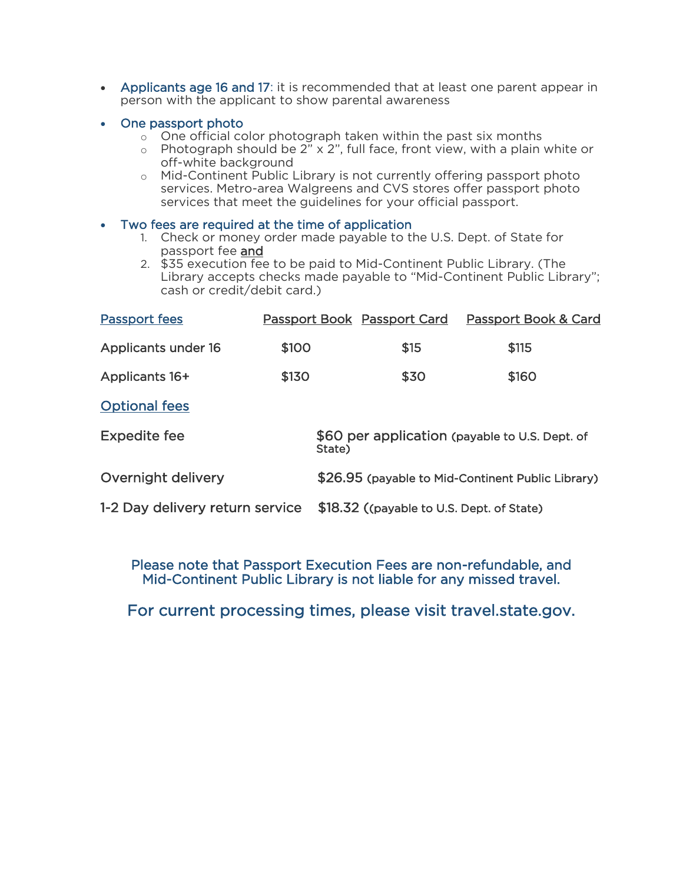- **Applicants age 16 and 17**: it is recommended that at least one parent appear in person with the applicant to show parental awareness

- **One passport photo**
  - One official color photograph taken within the past six months
  - Photograph should be 2" x 2", full face, front view, with a plain white or off-white background
  - Mid-Continent Public Library is not currently offering passport photo services. Metro-area Walgreens and CVS stores offer passport photo services that meet the guidelines for your official passport.

- **Two fees are required at the time of application**
  1. Check or money order made payable to the U.S. Dept. of State for passport fee <u>and</u>
  2. $35 execution fee to be paid to Mid-Continent Public Library. (The Library accepts checks made payable to "Mid-Continent Public Library"; cash or credit/debit card.)

| Passport fees | Passport Book | Passport Card | Passport Book & Card |
|---|---|---|---|
| Applicants under 16 | $100 | $15 | $115 |
| Applicants 16+ | $130 | $30 | $160 |

| Optional fees | |
|---|---|
| Expedite fee | $60 per application (payable to U.S. Dept. of State) |
| Overnight delivery | $26.95 (payable to Mid-Continent Public Library) |
| 1-2 Day delivery return service | $18.32 ((payable to U.S. Dept. of State) |

**Please note that Passport Execution Fees are non-refundable, and Mid-Continent Public Library is not liable for any missed travel.**

**For current processing times, please visit travel.state.gov.**